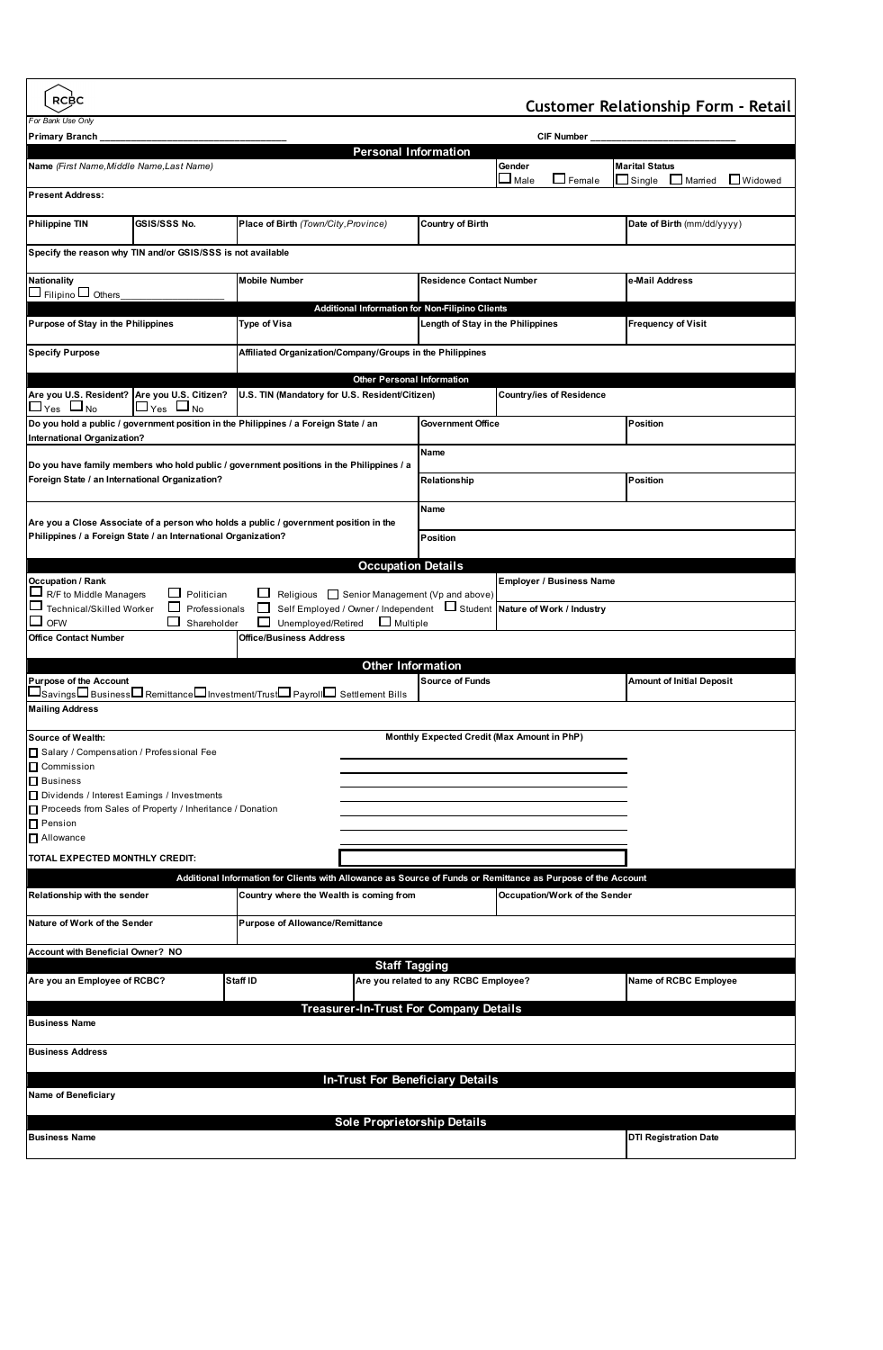RCBC

# Customer Relationship Form - Retail

*For Bank Use Only*

**Primary Branch** ____________________ **CIF Number** ____________________

## Personal Information

| Name *(First Name,Middle Name,Last Name)* | | | | Gender ☐ Male ☐ Female | Marital Status ☐ Single ☐ Married ☐ Widowed |
|---|---|---|---|---|---|
| **Present Address:** | | | | | |
| **Philippine TIN** | **GSIS/SSS No.** | **Place of Birth** *(Town/City,Province)* | **Country of Birth** | | **Date of Birth** (mm/dd/yyyy) |
| **Specify the reason why TIN and/or GSIS/SSS is not available** | | | | | |
| **Nationality** ☐ Filipino ☐ Others________ | | **Mobile Number** | **Residence Contact Number** | | **e-Mail Address** |

### Additional Information for Non-Filipino Clients

| Purpose of Stay in the Philippines | Type of Visa | Length of Stay in the Philippines | Frequency of Visit |
|---|---|---|---|
| **Specify Purpose** | **Affiliated Organization/Company/Groups in the Philippines** | | |

### Other Personal Information

| Are you U.S. Resident? ☐ Yes ☐ No | Are you U.S. Citizen? ☐ Yes ☐ No | U.S. TIN (Mandatory for U.S. Resident/Citizen) | Country/ies of Residence | |
|---|---|---|---|---|
| **Do you hold a public / government position in the Philippines / a Foreign State / an International Organization?** | | | **Government Office** | **Position** |
| **Do you have family members who hold public / government positions in the Philippines / a Foreign State / an International Organization?** | | | **Name** | |
| | | | **Relationship** | **Position** |
| **Are you a Close Associate of a person who holds a public / government position in the Philippines / a Foreign State / an International Organization?** | | | **Name** | |
| | | | **Position** | |

## Occupation Details

| Occupation / Rank | Employer / Business Name |
|---|---|
| ☐ R/F to Middle Managers ☐ Politician ☐ Religious ☐ Senior Management (Vp and above) ☐ Technical/Skilled Worker ☐ Professionals ☐ Self Employed / Owner / Independent ☐ Student ☐ OFW ☐ Shareholder ☐ Unemployed/Retired ☐ Multiple | **Nature of Work / Industry** |
| **Office Contact Number** | **Office/Business Address** |

## Other Information

| Purpose of the Account | Source of Funds | Amount of Initial Deposit |
|---|---|---|
| ☐ Savings ☐ Business ☐ Remittance ☐ Investment/Trust ☐ Payroll ☐ Settlement Bills | | |
| **Mailing Address** | | |

| Source of Wealth: | Monthly Expected Credit (Max Amount in PhP) |
|---|---|
| ☐ Salary / Compensation / Professional Fee | |
| ☐ Commission | |
| ☐ Business | |
| ☐ Dividends / Interest Earnings / Investments | |
| ☐ Proceeds from Sales of Property / Inheritance / Donation | |
| ☐ Pension | |
| ☐ Allowance | |
| **TOTAL EXPECTED MONTHLY CREDIT:** | |

### Additional Information for Clients with Allowance as Source of Funds or Remittance as Purpose of the Account

| Relationship with the sender | Country where the Wealth is coming from | Occupation/Work of the Sender |
|---|---|---|
| **Nature of Work of the Sender** | **Purpose of Allowance/Remittance** | |
| **Account with Beneficial Owner? NO** | | |

## Staff Tagging

| Are you an Employee of RCBC? | Staff ID | Are you related to any RCBC Employee? | Name of RCBC Employee |
|---|---|---|---|

## Treasurer-In-Trust For Company Details

| Business Name |
|---|
| **Business Address** |

## In-Trust For Beneficiary Details

| Name of Beneficiary |
|---|

## Sole Proprietorship Details

| Business Name | DTI Registration Date |
|---|---|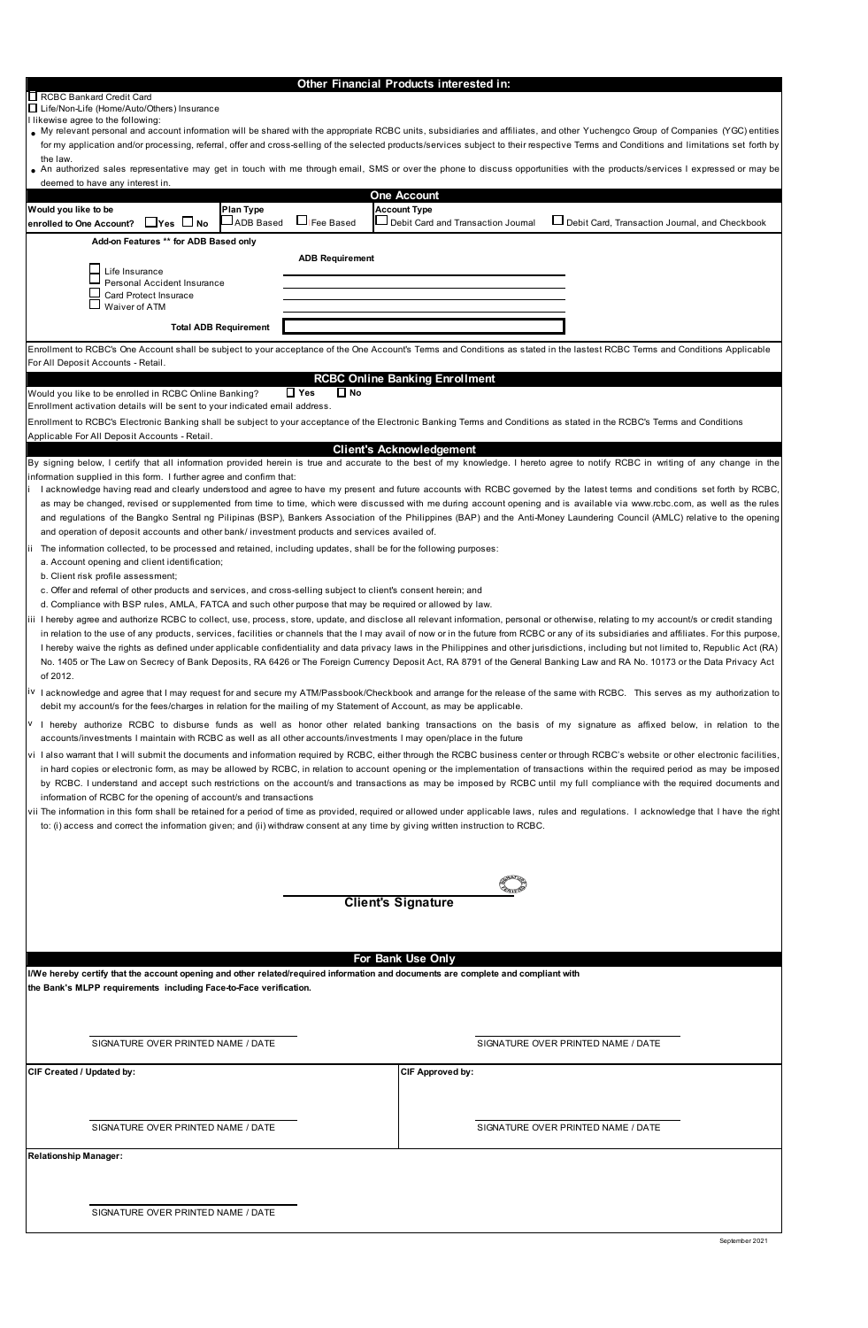## Other Financial Products interested in:

☐ RCBC Bankard Credit Card
☐ Life/Non-Life (Home/Auto/Others) Insurance

I likewise agree to the following:

- My relevant personal and account information will be shared with the appropriate RCBC units, subsidiaries and affiliates, and other Yuchengco Group of Companies (YGC) entities for my application and/or processing, referral, offer and cross-selling of the selected products/services subject to their respective Terms and Conditions and limitations set forth by the law.
- An authorized sales representative may get in touch with me through email, SMS or over the phone to discuss opportunities with the products/services I expressed or may be deemed to have any interest in.

## One Account

| Would you like to be enrolled to One Account? | Plan Type | Account Type |
|---|---|---|
| ☐ Yes ☐ No | ☐ ADB Based ☐ Fee Based | ☐ Debit Card and Transaction Journal ☐ Debit Card, Transaction Journal, and Checkbook |

**Add-on Features ** for ADB Based only**

| | ADB Requirement |
|---|---|
| ☐ Life Insurance | |
| ☐ Personal Accident Insurance | |
| ☐ Card Protect Insurace | |
| ☐ Waiver of ATM | |
| **Total ADB Requirement** | |

Enrollment to RCBC's One Account shall be subject to your acceptance of the One Account's Terms and Conditions as stated in the lastest RCBC Terms and Conditions Applicable For All Deposit Accounts - Retail.

## RCBC Online Banking Enrollment

Would you like to be enrolled in RCBC Online Banking? ☐ Yes ☐ No

Enrollment activation details will be sent to your indicated email address.

Enrollment to RCBC's Electronic Banking shall be subject to your acceptance of the Electronic Banking Terms and Conditions as stated in the RCBC's Terms and Conditions Applicable For All Deposit Accounts - Retail.

## Client's Acknowledgement

By signing below, I certify that all information provided herein is true and accurate to the best of my knowledge. I hereto agree to notify RCBC in writing of any change in the information supplied in this form. I further agree and confirm that:

i I acknowledge having read and clearly understood and agree to have my present and future accounts with RCBC governed by the latest terms and conditions set forth by RCBC, as may be changed, revised or supplemented from time to time, which were discussed with me during account opening and is available via www.rcbc.com, as well as the rules and regulations of the Bangko Sentral ng Pilipinas (BSP), Bankers Association of the Philippines (BAP) and the Anti-Money Laundering Council (AMLC) relative to the opening and operation of deposit accounts and other bank/ investment products and services availed of.

ii The information collected, to be processed and retained, including updates, shall be for the following purposes:
- a. Account opening and client identification;
- b. Client risk profile assessment;
- c. Offer and referral of other products and services, and cross-selling subject to client's consent herein; and
- d. Compliance with BSP rules, AMLA, FATCA and such other purpose that may be required or allowed by law.

iii I hereby agree and authorize RCBC to collect, use, process, store, update, and disclose all relevant information, personal or otherwise, relating to my account/s or credit standing in relation to the use of any products, services, facilities or channels that the I may avail of now or in the future from RCBC or any of its subsidiaries and affiliates. For this purpose, I hereby waive the rights as defined under applicable confidentiality and data privacy laws in the Philippines and other jurisdictions, including but not limited to, Republic Act (RA) No. 1405 or The Law on Secrecy of Bank Deposits, RA 6426 or The Foreign Currency Deposit Act, RA 8791 of the General Banking Law and RA No. 10173 or the Data Privacy Act of 2012.

iv I acknowledge and agree that I may request for and secure my ATM/Passbook/Checkbook and arrange for the release of the same with RCBC. This serves as my authorization to debit my account/s for the fees/charges in relation for the mailing of my Statement of Account, as may be applicable.

v I hereby authorize RCBC to disburse funds as well as honor other related banking transactions on the basis of my signature as affixed below, in relation to the accounts/investments I maintain with RCBC as well as all other accounts/investments I may open/place in the future

vi I also warrant that I will submit the documents and information required by RCBC, either through the RCBC business center or through RCBC's website or other electronic facilities, in hard copies or electronic form, as may be allowed by RCBC, in relation to account opening or the implementation of transactions within the required period as may be imposed by RCBC. I understand and accept such restrictions on the account/s and transactions as may be imposed by RCBC until my full compliance with the required documents and information of RCBC for the opening of account/s and transactions

vii The information in this form shall be retained for a period of time as provided, required or allowed under applicable laws, rules and regulations. I acknowledge that I have the right to: (i) access and correct the information given; and (ii) withdraw consent at any time by giving written instruction to RCBC.

**Client's Signature**

## For Bank Use Only

**I/We hereby certify that the account opening and other related/required information and documents are complete and compliant with the Bank's MLPP requirements including Face-to-Face verification.**

SIGNATURE OVER PRINTED NAME / DATE

SIGNATURE OVER PRINTED NAME / DATE

**CIF Created / Updated by:**

SIGNATURE OVER PRINTED NAME / DATE

**CIF Approved by:**

SIGNATURE OVER PRINTED NAME / DATE

**Relationship Manager:**

SIGNATURE OVER PRINTED NAME / DATE

September 2021